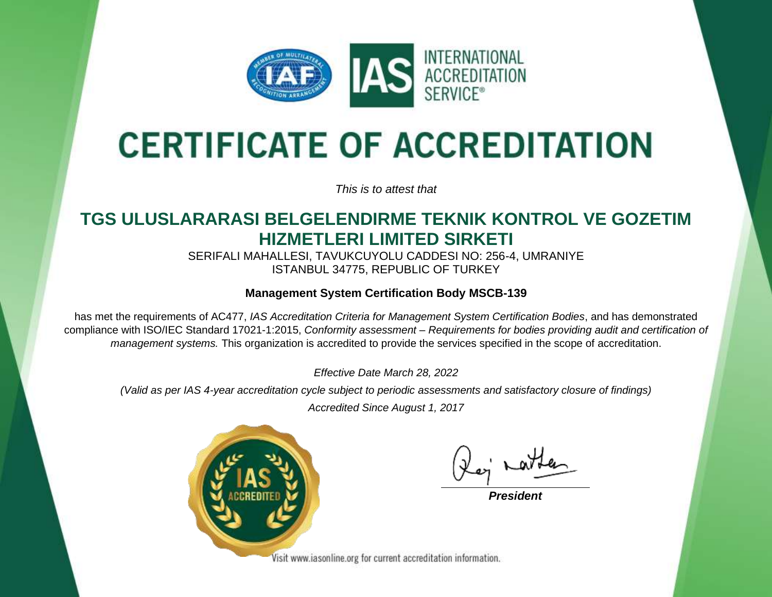INTERNATIONAL ACCREDITATION SERVICE®

# CERTIFICATE OF ACCREDITATION

*This is to attest that*

## TGS ULUSLARARASI BELGELENDIRME TEKNIK KONTROL VE GOZETIM HIZMETLERI LIMITED SIRKETI

SERIFALI MAHALLESI, TAVUKCUYOLU CADDESI NO: 256-4, UMRANIYE
ISTANBUL 34775, REPUBLIC OF TURKEY

**Management System Certification Body MSCB-139**

has met the requirements of AC477, *IAS Accreditation Criteria for Management System Certification Bodies*, and has demonstrated compliance with ISO/IEC Standard 17021-1:2015, *Conformity assessment – Requirements for bodies providing audit and certification of management systems.* This organization is accredited to provide the services specified in the scope of accreditation.

*Effective Date March 28, 2022*

*(Valid as per IAS 4-year accreditation cycle subject to periodic assessments and satisfactory closure of findings)*

*Accredited Since August 1, 2017*

***President***

Visit www.iasonline.org for current accreditation information.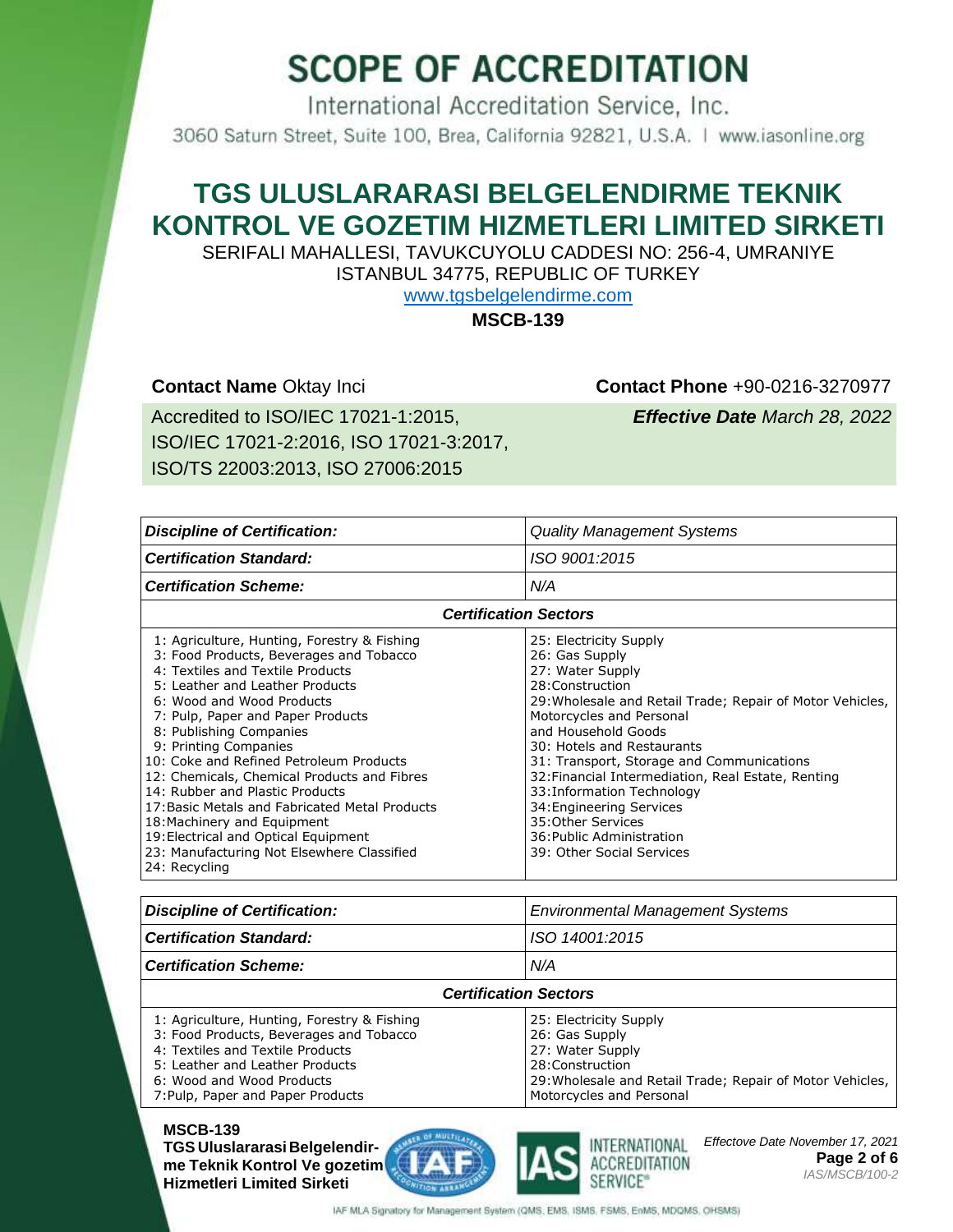# SCOPE OF ACCREDITATION

International Accreditation Service, Inc.

3060 Saturn Street, Suite 100, Brea, California 92821, U.S.A. | www.iasonline.org

## TGS ULUSLARARASI BELGELENDIRME TEKNIK KONTROL VE GOZETIM HIZMETLERI LIMITED SIRKETI

SERIFALI MAHALLESI, TAVUKCUYOLU CADDESI NO: 256-4, UMRANIYE
ISTANBUL 34775, REPUBLIC OF TURKEY

www.tgsbelgelendirme.com

**MSCB-139**

**Contact Name** Oktay Inci

**Contact Phone** +90-0216-3270977

Accredited to ISO/IEC 17021-1:2015, ISO/IEC 17021-2:2016, ISO 17021-3:2017, ISO/TS 22003:2013, ISO 27006:2015

***Effective Date*** *March 28, 2022*

| ***Discipline of Certification:*** | *Quality Management Systems* |
|---|---|
| ***Certification Standard:*** | *ISO 9001:2015* |
| ***Certification Scheme:*** | *N/A* |
| ***Certification Sectors*** | |
| 1: Agriculture, Hunting, Forestry & Fishing<br>3: Food Products, Beverages and Tobacco<br>4: Textiles and Textile Products<br>5: Leather and Leather Products<br>6: Wood and Wood Products<br>7: Pulp, Paper and Paper Products<br>8: Publishing Companies<br>9: Printing Companies<br>10: Coke and Refined Petroleum Products<br>12: Chemicals, Chemical Products and Fibres<br>14: Rubber and Plastic Products<br>17:Basic Metals and Fabricated Metal Products<br>18:Machinery and Equipment<br>19:Electrical and Optical Equipment<br>23: Manufacturing Not Elsewhere Classified<br>24: Recycling | 25: Electricity Supply<br>26: Gas Supply<br>27: Water Supply<br>28:Construction<br>29:Wholesale and Retail Trade; Repair of Motor Vehicles, Motorcycles and Personal and Household Goods<br>30: Hotels and Restaurants<br>31: Transport, Storage and Communications<br>32:Financial Intermediation, Real Estate, Renting<br>33:Information Technology<br>34:Engineering Services<br>35:Other Services<br>36:Public Administration<br>39: Other Social Services |

| ***Discipline of Certification:*** | *Environmental Management Systems* |
|---|---|
| ***Certification Standard:*** | *ISO 14001:2015* |
| ***Certification Scheme:*** | *N/A* |
| ***Certification Sectors*** | |
| 1: Agriculture, Hunting, Forestry & Fishing<br>3: Food Products, Beverages and Tobacco<br>4: Textiles and Textile Products<br>5: Leather and Leather Products<br>6: Wood and Wood Products<br>7:Pulp, Paper and Paper Products | 25: Electricity Supply<br>26: Gas Supply<br>27: Water Supply<br>28:Construction<br>29:Wholesale and Retail Trade; Repair of Motor Vehicles, Motorcycles and Personal |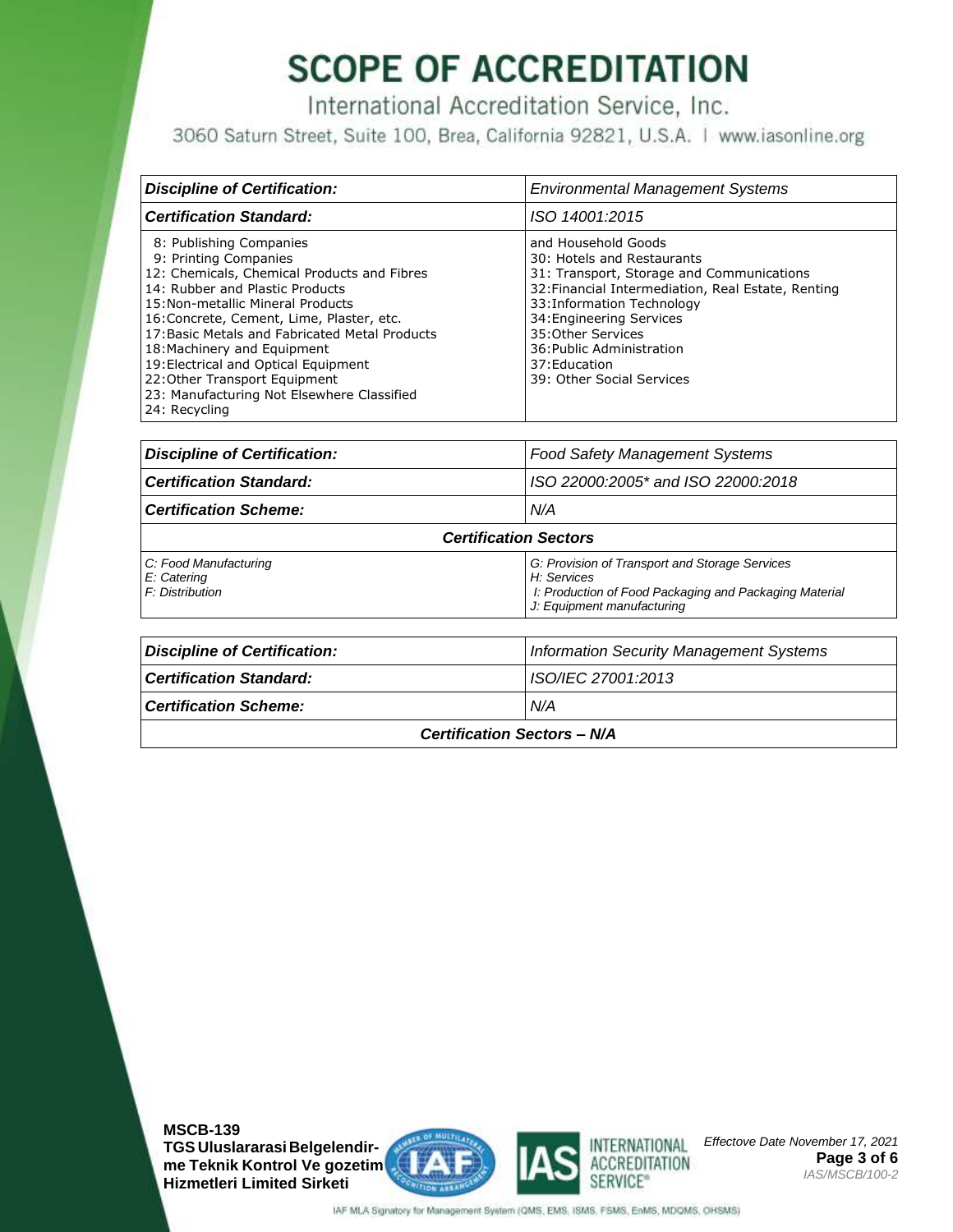# SCOPE OF ACCREDITATION

International Accreditation Service, Inc.

3060 Saturn Street, Suite 100, Brea, California 92821, U.S.A. | www.iasonline.org

| ***Discipline of Certification:*** | *Environmental Management Systems* |
|---|---|
| ***Certification Standard:*** | *ISO 14001:2015* |
| 8: Publishing Companies<br>9: Printing Companies<br>12: Chemicals, Chemical Products and Fibres<br>14: Rubber and Plastic Products<br>15:Non-metallic Mineral Products<br>16:Concrete, Cement, Lime, Plaster, etc.<br>17:Basic Metals and Fabricated Metal Products<br>18:Machinery and Equipment<br>19:Electrical and Optical Equipment<br>22:Other Transport Equipment<br>23: Manufacturing Not Elsewhere Classified<br>24: Recycling | and Household Goods<br>30: Hotels and Restaurants<br>31: Transport, Storage and Communications<br>32:Financial Intermediation, Real Estate, Renting<br>33:Information Technology<br>34:Engineering Services<br>35:Other Services<br>36:Public Administration<br>37:Education<br>39: Other Social Services |

| ***Discipline of Certification:*** | *Food Safety Management Systems* |
|---|---|
| ***Certification Standard:*** | *ISO 22000:2005* and ISO 22000:2018* |
| ***Certification Scheme:*** | *N/A* |
| ***Certification Sectors*** | |
| *C: Food Manufacturing*<br>*E: Catering*<br>*F: Distribution* | *G: Provision of Transport and Storage Services*<br>*H: Services*<br>*I: Production of Food Packaging and Packaging Material*<br>*J: Equipment manufacturing* |

| ***Discipline of Certification:*** | *Information Security Management Systems* |
|---|---|
| ***Certification Standard:*** | *ISO/IEC 27001:2013* |
| ***Certification Scheme:*** | *N/A* |
| ***Certification Sectors – N/A*** | |

**MSCB-139**
**TGS Uluslararasi Belgelendirme Teknik Kontrol Ve gozetim Hizmetleri Limited Sirketi**

*Effectove Date November 17, 2021*

*IAS/MSCB/100-2*

IAF MLA Signatory for Management System (QMS, EMS, ISMS, FSMS, EnMS, MDQMS, OHSMS)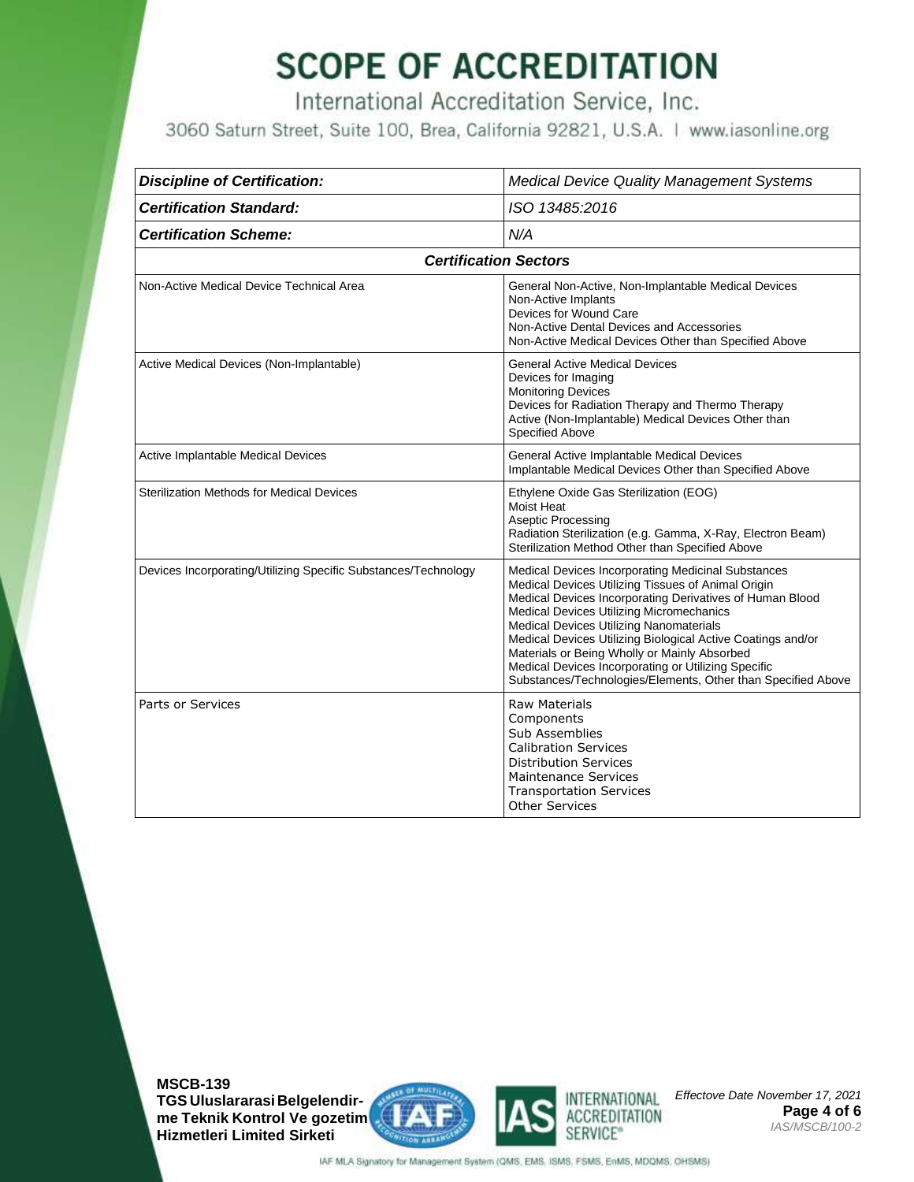# SCOPE OF ACCREDITATION

International Accreditation Service, Inc.

3060 Saturn Street, Suite 100, Brea, California 92821, U.S.A. | www.iasonline.org

| *Discipline of Certification:* | *Medical Device Quality Management Systems* |
|---|---|
| ***Certification Standard:*** | *ISO 13485:2016* |
| ***Certification Scheme:*** | *N/A* |
| ***Certification Sectors*** | |
| Non-Active Medical Device Technical Area | General Non-Active, Non-Implantable Medical Devices<br>Non-Active Implants<br>Devices for Wound Care<br>Non-Active Dental Devices and Accessories<br>Non-Active Medical Devices Other than Specified Above |
| Active Medical Devices (Non-Implantable) | General Active Medical Devices<br>Devices for Imaging<br>Monitoring Devices<br>Devices for Radiation Therapy and Thermo Therapy<br>Active (Non-Implantable) Medical Devices Other than Specified Above |
| Active Implantable Medical Devices | General Active Implantable Medical Devices<br>Implantable Medical Devices Other than Specified Above |
| Sterilization Methods for Medical Devices | Ethylene Oxide Gas Sterilization (EOG)<br>Moist Heat<br>Aseptic Processing<br>Radiation Sterilization (e.g. Gamma, X-Ray, Electron Beam)<br>Sterilization Method Other than Specified Above |
| Devices Incorporating/Utilizing Specific Substances/Technology | Medical Devices Incorporating Medicinal Substances<br>Medical Devices Utilizing Tissues of Animal Origin<br>Medical Devices Incorporating Derivatives of Human Blood<br>Medical Devices Utilizing Micromechanics<br>Medical Devices Utilizing Nanomaterials<br>Medical Devices Utilizing Biological Active Coatings and/or Materials or Being Wholly or Mainly Absorbed<br>Medical Devices Incorporating or Utilizing Specific Substances/Technologies/Elements, Other than Specified Above |
| Parts or Services | Raw Materials<br>Components<br>Sub Assemblies<br>Calibration Services<br>Distribution Services<br>Maintenance Services<br>Transportation Services<br>Other Services |

**MSCB-139**
**TGS Uluslararasi Belgelendirme Teknik Kontrol Ve gozetim Hizmetleri Limited Sirketi**

*Effectove Date November 17, 2021*

*IAS/MSCB/100-2*

IAF MLA Signatory for Management System (QMS, EMS, ISMS, FSMS, EnMS, MDQMS, OHSMS)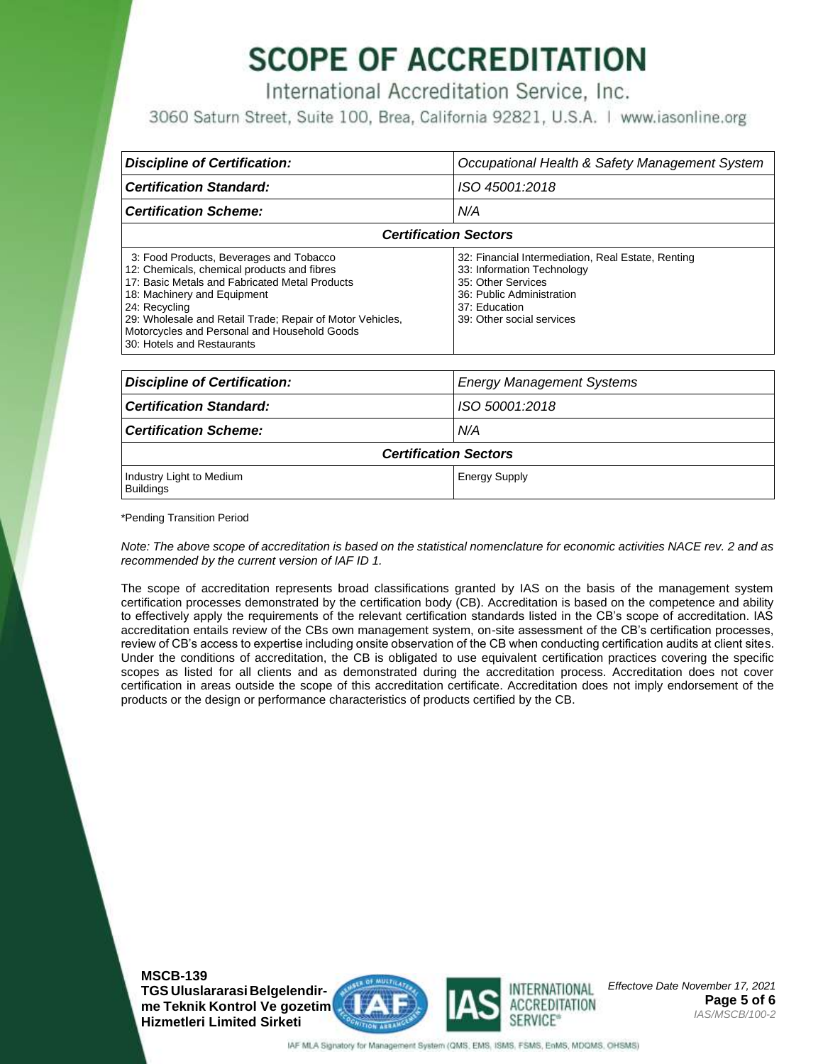# SCOPE OF ACCREDITATION

International Accreditation Service, Inc.

3060 Saturn Street, Suite 100, Brea, California 92821, U.S.A. | www.iasonline.org

| ***Discipline of Certification:*** | *Occupational Health & Safety Management System* |
|---|---|
| ***Certification Standard:*** | *ISO 45001:2018* |
| ***Certification Scheme:*** | *N/A* |
| ***Certification Sectors*** | |
| 3: Food Products, Beverages and Tobacco<br>12: Chemicals, chemical products and fibres<br>17: Basic Metals and Fabricated Metal Products<br>18: Machinery and Equipment<br>24: Recycling<br>29: Wholesale and Retail Trade; Repair of Motor Vehicles, Motorcycles and Personal and Household Goods<br>30: Hotels and Restaurants | 32: Financial Intermediation, Real Estate, Renting<br>33: Information Technology<br>35: Other Services<br>36: Public Administration<br>37: Education<br>39: Other social services |

| ***Discipline of Certification:*** | *Energy Management Systems* |
|---|---|
| ***Certification Standard:*** | *ISO 50001:2018* |
| ***Certification Scheme:*** | *N/A* |
| ***Certification Sectors*** | |
| Industry Light to Medium<br>Buildings | Energy Supply |

*Pending Transition Period

*Note: The above scope of accreditation is based on the statistical nomenclature for economic activities NACE rev. 2 and as recommended by the current version of IAF ID 1.*

The scope of accreditation represents broad classifications granted by IAS on the basis of the management system certification processes demonstrated by the certification body (CB). Accreditation is based on the competence and ability to effectively apply the requirements of the relevant certification standards listed in the CB's scope of accreditation. IAS accreditation entails review of the CBs own management system, on-site assessment of the CB's certification processes, review of CB's access to expertise including onsite observation of the CB when conducting certification audits at client sites. Under the conditions of accreditation, the CB is obligated to use equivalent certification practices covering the specific scopes as listed for all clients and as demonstrated during the accreditation process. Accreditation does not cover certification in areas outside the scope of this accreditation certificate. Accreditation does not imply endorsement of the products or the design or performance characteristics of products certified by the CB.

**MSCB-139**
**TGS Uluslararasi Belgelendirme Teknik Kontrol Ve gozetim Hizmetleri Limited Sirketi**

*Effectove Date November 17, 2021*

*IAS/MSCB/100-2*

IAF MLA Signatory for Management System (QMS, EMS, ISMS, FSMS, EnMS, MDQMS, OHSMS)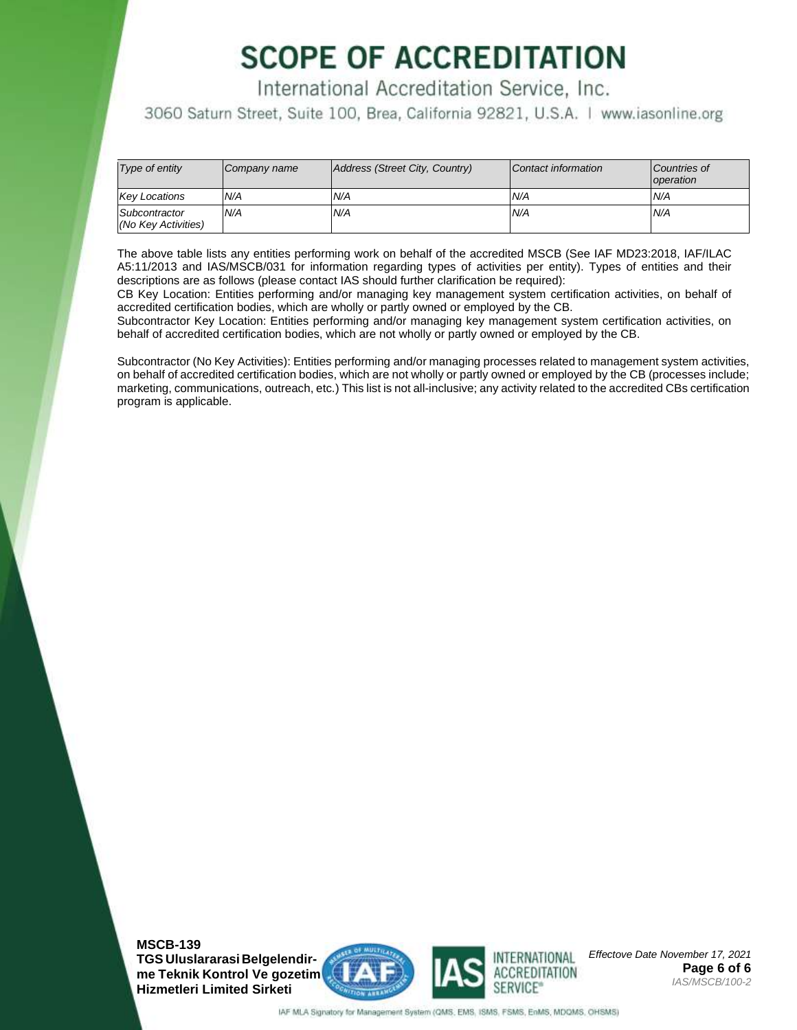# SCOPE OF ACCREDITATION

International Accreditation Service, Inc.

3060 Saturn Street, Suite 100, Brea, California 92821, U.S.A. | www.iasonline.org

| *Type of entity* | *Company name* | *Address (Street City, Country)* | *Contact information* | *Countries of operation* |
|---|---|---|---|---|
| *Key Locations* | *N/A* | *N/A* | *N/A* | *N/A* |
| *Subcontractor (No Key Activities)* | *N/A* | *N/A* | *N/A* | *N/A* |

The above table lists any entities performing work on behalf of the accredited MSCB (See IAF MD23:2018, IAF/ILAC A5:11/2013 and IAS/MSCB/031 for information regarding types of activities per entity). Types of entities and their descriptions are as follows (please contact IAS should further clarification be required):

CB Key Location: Entities performing and/or managing key management system certification activities, on behalf of accredited certification bodies, which are wholly or partly owned or employed by the CB.

Subcontractor Key Location: Entities performing and/or managing key management system certification activities, on behalf of accredited certification bodies, which are not wholly or partly owned or employed by the CB.

Subcontractor (No Key Activities): Entities performing and/or managing processes related to management system activities, on behalf of accredited certification bodies, which are not wholly or partly owned or employed by the CB (processes include; marketing, communications, outreach, etc.) This list is not all-inclusive; any activity related to the accredited CBs certification program is applicable.

**MSCB-139**
**TGS Uluslararasi Belgelendirme Teknik Kontrol Ve gozetim Hizmetleri Limited Sirketi**

*Effectove Date November 17, 2021*

*IAS/MSCB/100-2*

IAF MLA Signatory for Management System (QMS, EMS, ISMS, FSMS, EnMS, MDQMS, OHSMS)